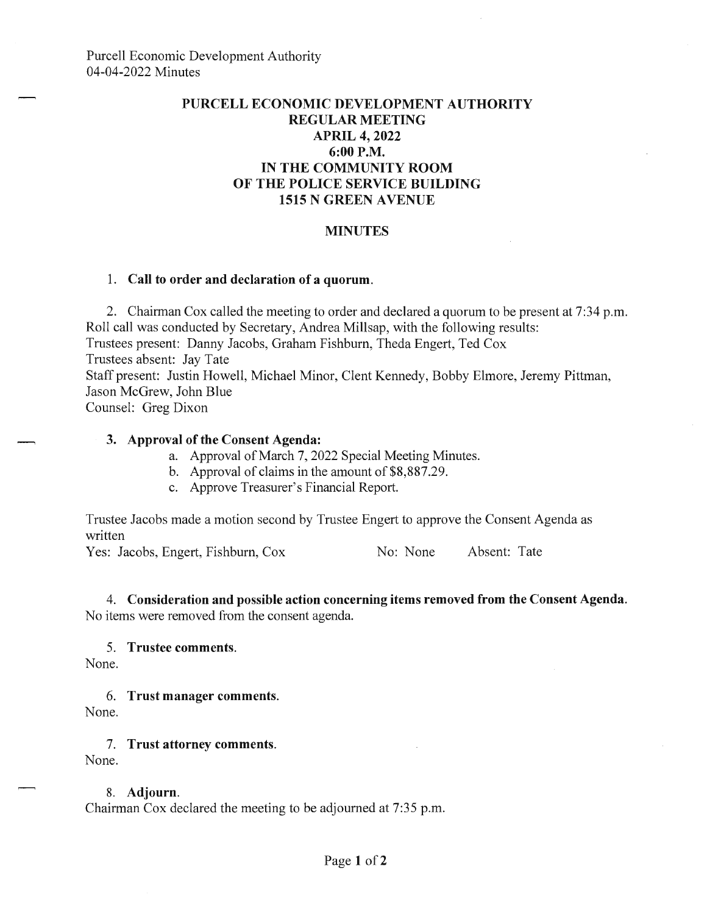Purcell Economic Development Authority
04-04-2022 Minutes

# PURCELL ECONOMIC DEVELOPMENT AUTHORITY
## REGULAR MEETING
## APRIL 4, 2022
## 6:00 P.M.
## IN THE COMMUNITY ROOM
## OF THE POLICE SERVICE BUILDING
## 1515 N GREEN AVENUE

## MINUTES

1. **Call to order and declaration of a quorum.**

2. Chairman Cox called the meeting to order and declared a quorum to be present at 7:34 p.m. Roll call was conducted by Secretary, Andrea Millsap, with the following results:
Trustees present: Danny Jacobs, Graham Fishburn, Theda Engert, Ted Cox
Trustees absent: Jay Tate
Staff present: Justin Howell, Michael Minor, Clent Kennedy, Bobby Elmore, Jeremy Pittman, Jason McGrew, John Blue
Counsel: Greg Dixon

3. **Approval of the Consent Agenda:**
   a. Approval of March 7, 2022 Special Meeting Minutes.
   b. Approval of claims in the amount of $8,887.29.
   c. Approve Treasurer's Financial Report.

Trustee Jacobs made a motion second by Trustee Engert to approve the Consent Agenda as written

Yes: Jacobs, Engert, Fishburn, Cox     No: None     Absent: Tate

4. **Consideration and possible action concerning items removed from the Consent Agenda.**
No items were removed from the consent agenda.

5. **Trustee comments.**
None.

6. **Trust manager comments.**
None.

7. **Trust attorney comments.**
None.

8. **Adjourn.**
Chairman Cox declared the meeting to be adjourned at 7:35 p.m.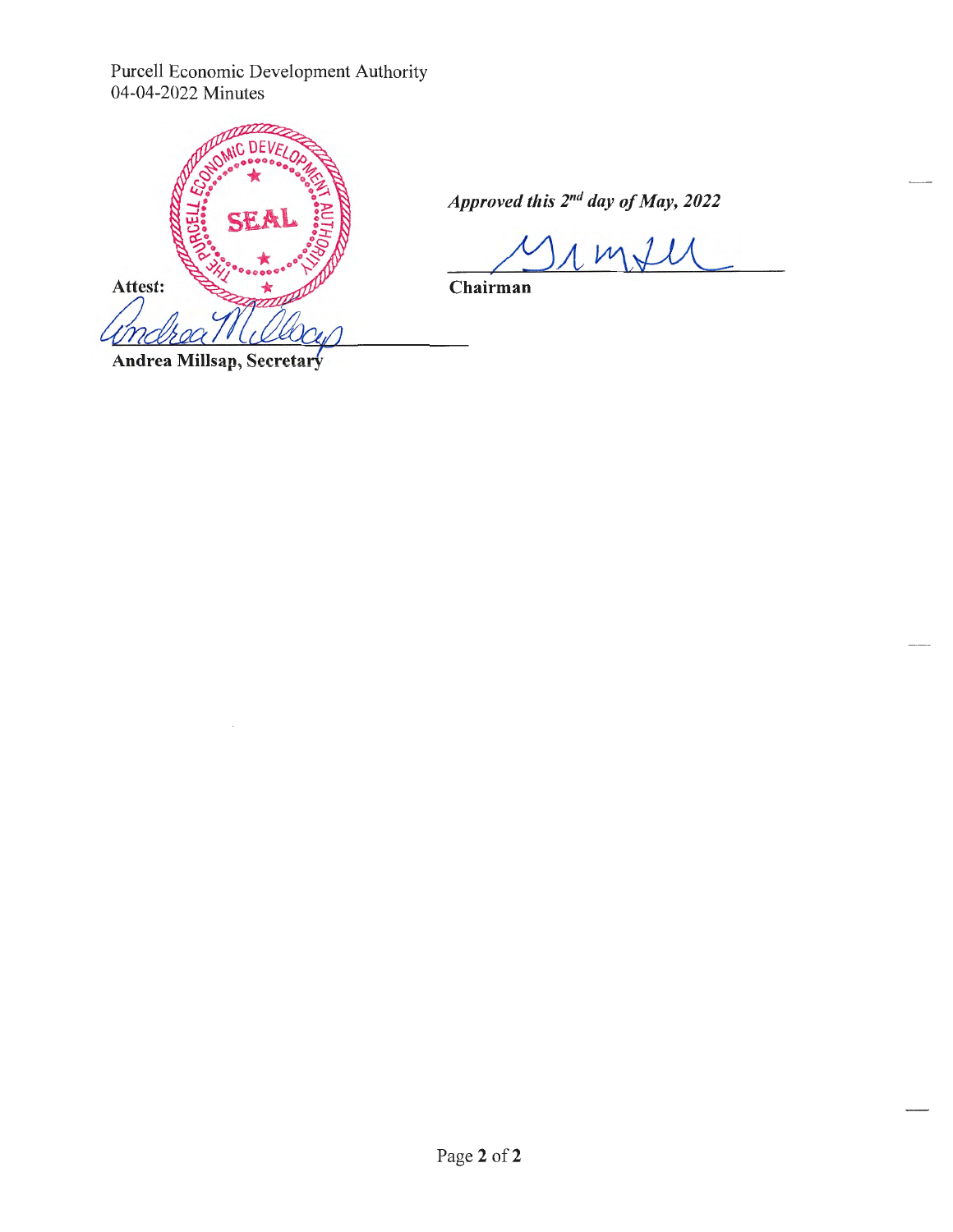Purcell Economic Development Authority
04-04-2022 Minutes

**Attest:**

**Andrea Millsap, Secretary**

***Approved this 2nd day of May, 2022***

**Chairman**